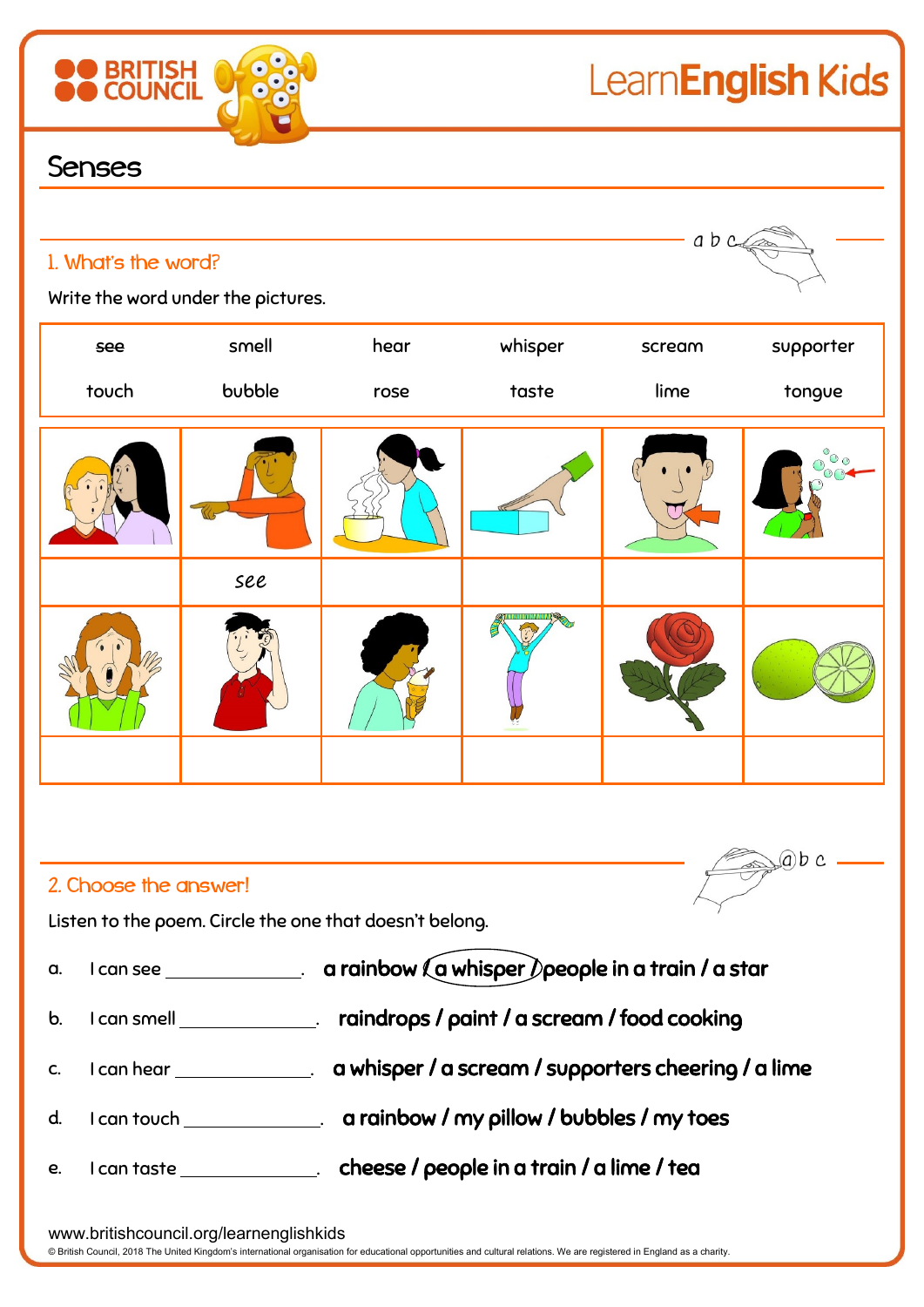# Senses

## 1. What's the word?

Write the word under the pictures.

| | | | | | |
|---|---|---|---|---|---|
| ~~see~~ | smell | hear | whisper | scream | supporter |
| touch | bubble | rose | taste | lime | tongue |

| | | | | | |
|---|---|---|---|---|---|
| | see | | | | |
| | | | | | |

## 2. Choose the answer!

Listen to the poem. Circle the one that doesn't belong.

a. I can see ______________. **a rainbow / (a whisper) / people in a train / a star**

b. I can smell ______________. **raindrops / paint / a scream / food cooking**

c. I can hear ______________. **a whisper / a scream / supporters cheering / a lime**

d. I can touch ______________. **a rainbow / my pillow / bubbles / my toes**

e. I can taste ______________. **cheese / people in a train / a lime / tea**

www.britishcouncil.org/learnenglishkids

© British Council, 2018 The United Kingdom's international organisation for educational opportunities and cultural relations. We are registered in England as a charity.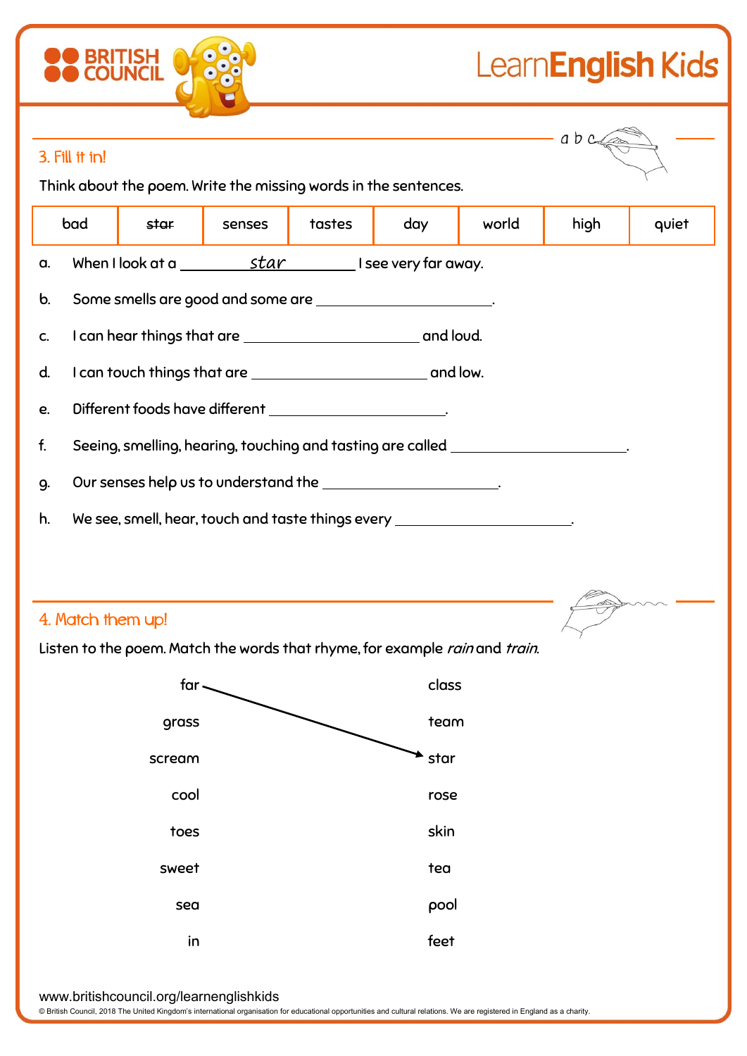## 3. Fill it in!

Think about the poem. Write the missing words in the sentences.

| bad | ~~star~~ | senses | tastes | day | world | high | quiet |
|---|---|---|---|---|---|---|---|

a. When I look at a ____star____ I see very far away.

b. Some smells are good and some are ______________________.

c. I can hear things that are ______________________ and loud.

d. I can touch things that are ______________________ and low.

e. Different foods have different ______________________.

f. Seeing, smelling, hearing, touching and tasting are called ______________________.

g. Our senses help us to understand the ______________________.

h. We see, smell, hear, touch and taste things every ______________________.

## 4. Match them up!

Listen to the poem. Match the words that rhyme, for example *rain* and *train*.

| | |
|---|---|
| far → | star |
| grass | class |
| scream | team |
| cool | rose |
| toes | skin |
| sweet | tea |
| sea | pool |
| in | feet |

Note: Only the example match (far → star) is drawn; the columns as printed are:

Left: far, grass, scream, cool, toes, sweet, sea, in

Right: class, team, star, rose, skin, tea, pool, feet

www.britishcouncil.org/learnenglishkids

© British Council, 2018 The United Kingdom's international organisation for educational opportunities and cultural relations. We are registered in England as a charity.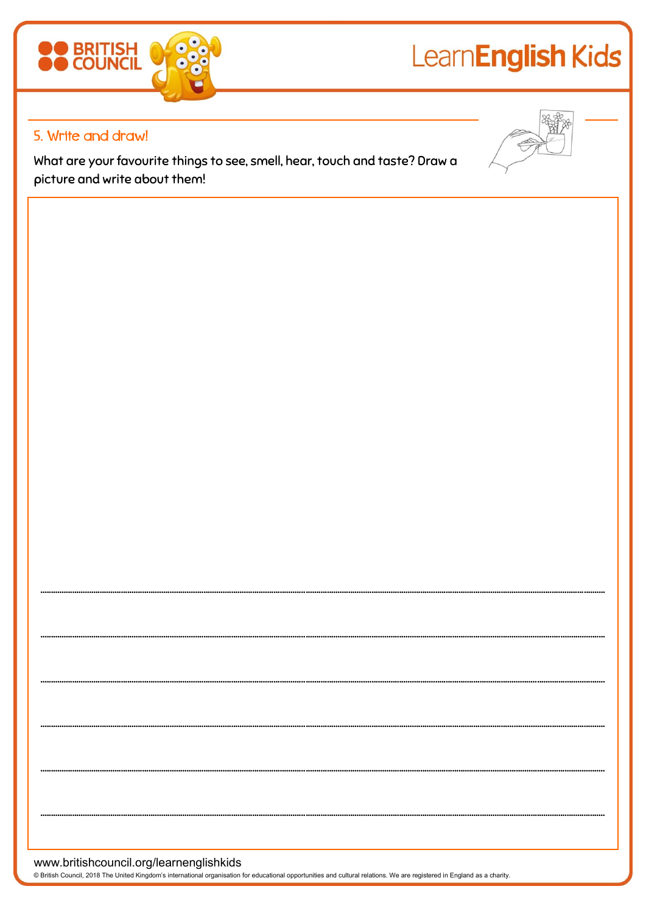## 5. Write and draw!

What are your favourite things to see, smell, hear, touch and taste? Draw a picture and write about them!

..........................................................................................................................................................................................

..........................................................................................................................................................................................

..........................................................................................................................................................................................

..........................................................................................................................................................................................

..........................................................................................................................................................................................

..........................................................................................................................................................................................